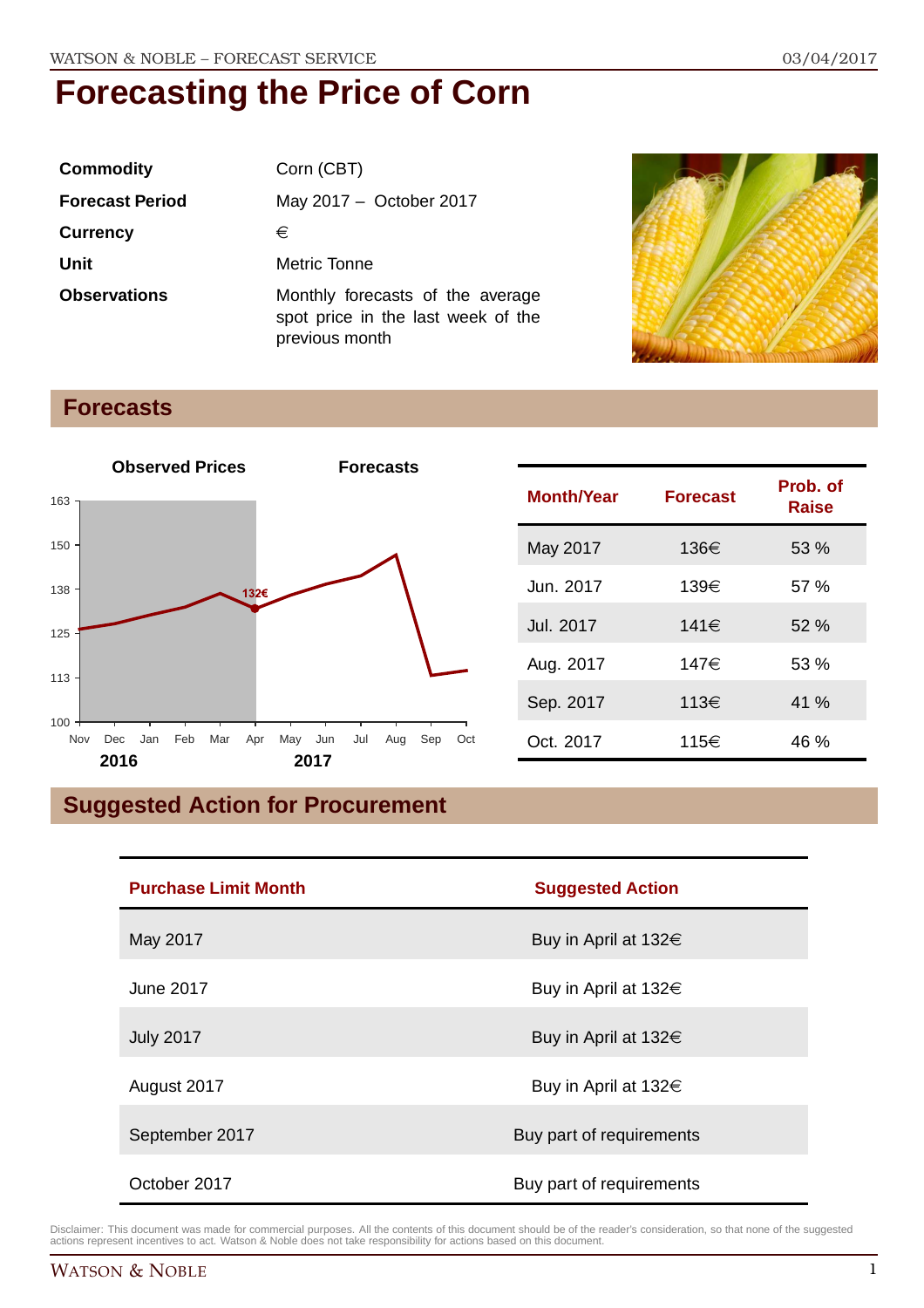// Forecasting the Price of Corn

# Forecasting the Price of Corn

| | |
|---|---|
| **Commodity** | Corn (CBT) |
| **Forecast Period** | May 2017 – October 2017 |
| **Currency** | € |
| **Unit** | Metric Tonne |
| **Observations** | Monthly forecasts of the average spot price in the last week of the previous month |

## Forecasts

| Month/Year | Forecast | Prob. of Raise |
|---|---|---|
| May 2017 | 136€ | 53 % |
| Jun. 2017 | 139€ | 57 % |
| Jul. 2017 | 141€ | 52 % |
| Aug. 2017 | 147€ | 53 % |
| Sep. 2017 | 113€ | 41 % |
| Oct. 2017 | 115€ | 46 % |

## Suggested Action for Procurement

| Purchase Limit Month | Suggested Action |
|---|---|
| May 2017 | Buy in April at 132€ |
| June 2017 | Buy in April at 132€ |
| July 2017 | Buy in April at 132€ |
| August 2017 | Buy in April at 132€ |
| September 2017 | Buy part of requirements |
| October 2017 | Buy part of requirements |

Disclaimer: This document was made for commercial purposes. All the contents of this document should be of the reader's consideration, so that none of the suggested actions represent incentives to act. Watson & Noble does not take responsibility for actions based on this document.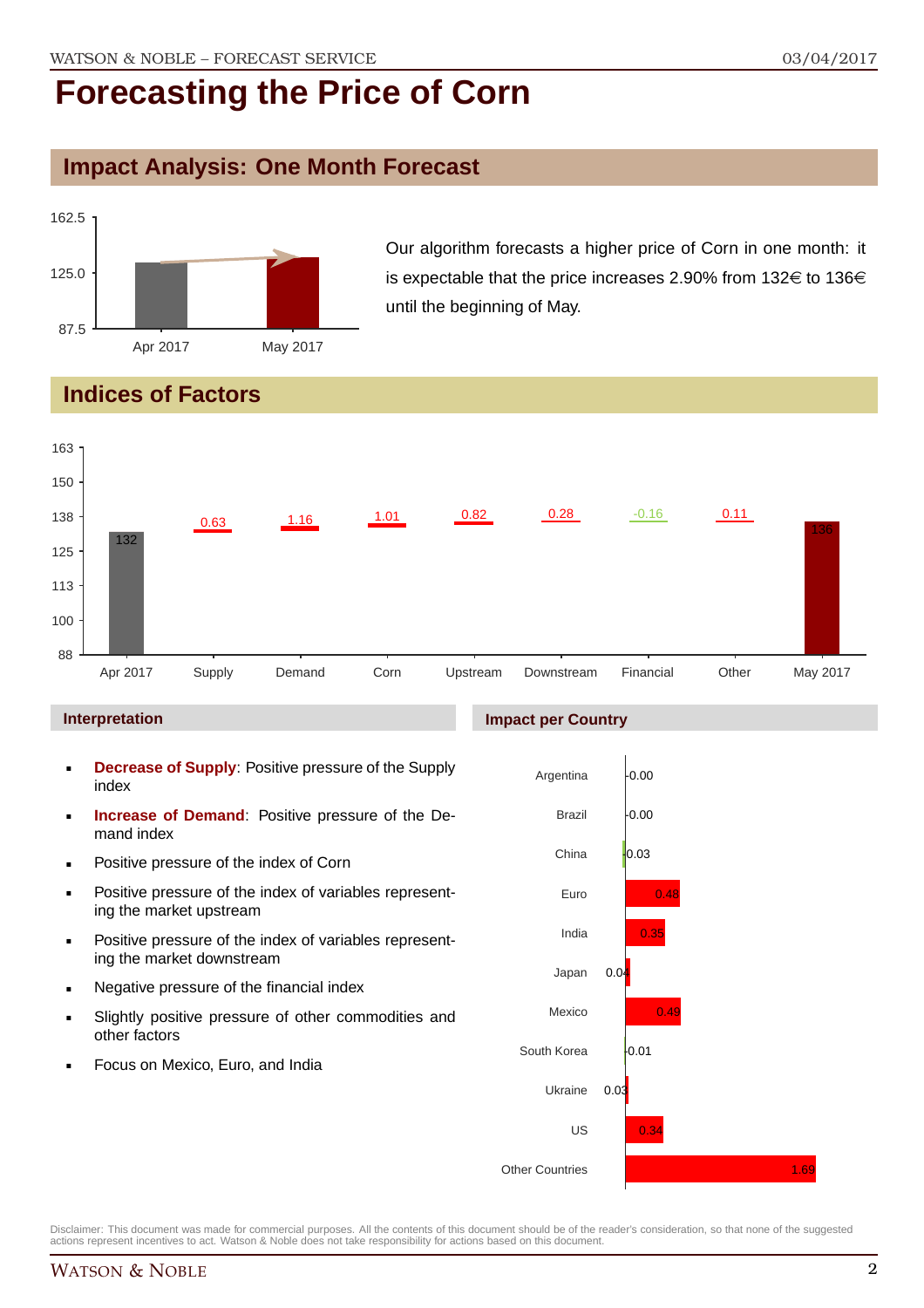# Forecasting the Price of Corn

## Impact Analysis: One Month Forecast

Our algorithm forecasts a higher price of Corn in one month: it is expectable that the price increases 2.90% from 132€ to 136€ until the beginning of May.

## Indices of Factors

| Apr 2017 | Supply | Demand | Corn | Upstream | Downstream | Financial | Other | May 2017 |
|---|---|---|---|---|---|---|---|---|
| 132 | 0.63 | 1.16 | 1.01 | 0.82 | 0.28 | -0.16 | 0.11 | 136 |

### Interpretation

- **Decrease of Supply**: Positive pressure of the Supply index
- **Increase of Demand**: Positive pressure of the Demand index
- Positive pressure of the index of Corn
- Positive pressure of the index of variables representing the market upstream
- Positive pressure of the index of variables representing the market downstream
- Negative pressure of the financial index
- Slightly positive pressure of other commodities and other factors
- Focus on Mexico, Euro, and India

### Impact per Country

| Country | Impact |
|---|---|
| Argentina | -0.00 |
| Brazil | -0.00 |
| China | -0.03 |
| Euro | 0.48 |
| India | 0.35 |
| Japan | 0.04 |
| Mexico | 0.49 |
| South Korea | -0.01 |
| Ukraine | 0.03 |
| US | 0.34 |
| Other Countries | 1.69 |

Disclaimer: This document was made for commercial purposes. All the contents of this document should be of the reader's consideration, so that none of the suggested actions represent incentives to act. Watson & Noble does not take responsibility for actions based on this document.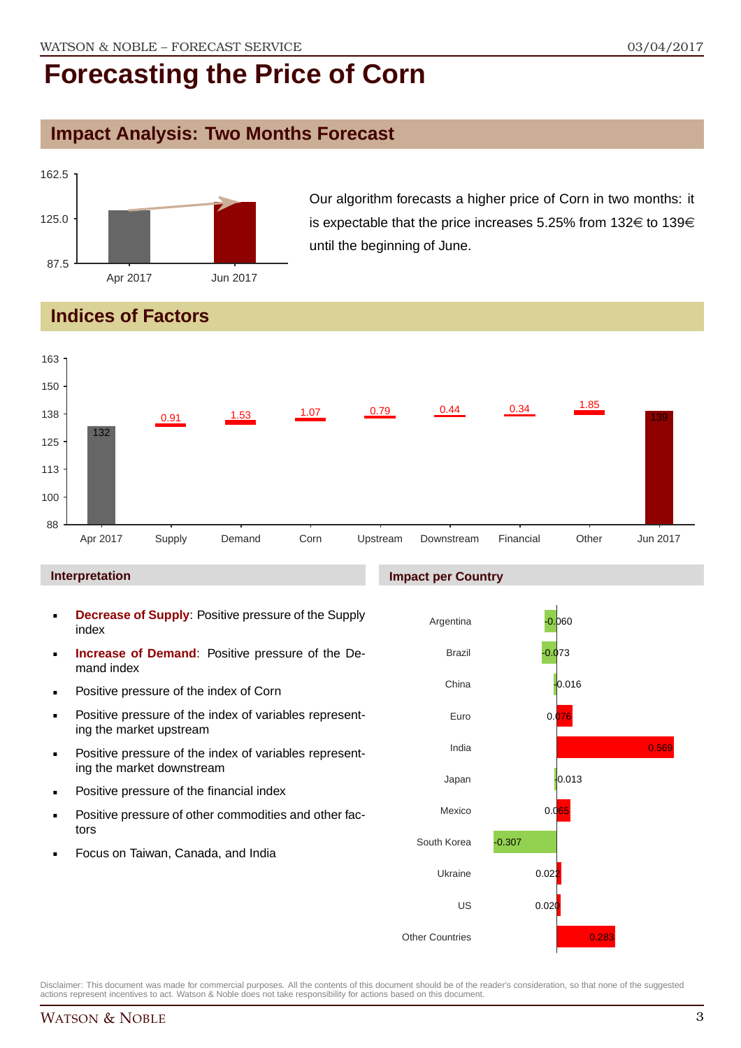# Forecasting the Price of Corn

## Impact Analysis: Two Months Forecast

Our algorithm forecasts a higher price of Corn in two months: it is expectable that the price increases 5.25% from 132€ to 139€ until the beginning of June.

## Indices of Factors

| Apr 2017 | Supply | Demand | Corn | Upstream | Downstream | Financial | Other | Jun 2017 |
|---|---|---|---|---|---|---|---|---|
| 132 | 0.91 | 1.53 | 1.07 | 0.79 | 0.44 | 0.34 | 1.85 | 139 |

### Interpretation

- **Decrease of Supply**: Positive pressure of the Supply index
- **Increase of Demand**: Positive pressure of the Demand index
- Positive pressure of the index of Corn
- Positive pressure of the index of variables representing the market upstream
- Positive pressure of the index of variables representing the market downstream
- Positive pressure of the financial index
- Positive pressure of other commodities and other factors
- Focus on Taiwan, Canada, and India

### Impact per Country

| Country | Impact |
|---|---|
| Argentina | -0.060 |
| Brazil | -0.073 |
| China | -0.016 |
| Euro | 0.076 |
| India | 0.569 |
| Japan | -0.013 |
| Mexico | 0.065 |
| South Korea | -0.307 |
| Ukraine | 0.022 |
| US | 0.020 |
| Other Countries | 0.283 |

Disclaimer: This document was made for commercial purposes. All the contents of this document should be of the reader's consideration, so that none of the suggested actions represent incentives to act. Watson & Noble does not take responsibility for actions based on this document.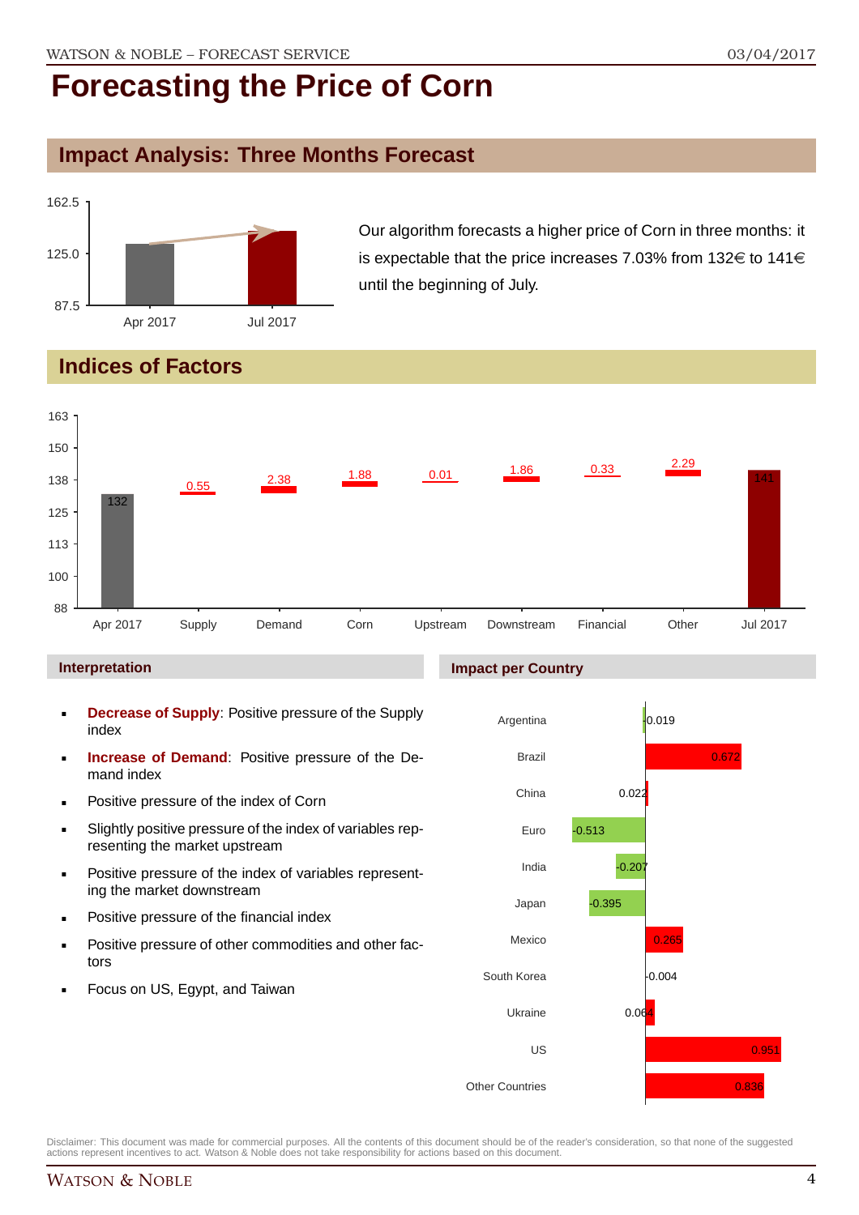# Forecasting the Price of Corn

## Impact Analysis: Three Months Forecast

Our algorithm forecasts a higher price of Corn in three months: it is expectable that the price increases 7.03% from 132€ to 141€ until the beginning of July.

## Indices of Factors

### Interpretation

- **Decrease of Supply**: Positive pressure of the Supply index
- **Increase of Demand**: Positive pressure of the Demand index
- Positive pressure of the index of Corn
- Slightly positive pressure of the index of variables representing the market upstream
- Positive pressure of the index of variables representing the market downstream
- Positive pressure of the financial index
- Positive pressure of other commodities and other factors
- Focus on US, Egypt, and Taiwan

### Impact per Country

| Country | Impact |
|---|---|
| Argentina | -0.019 |
| Brazil | 0.672 |
| China | 0.022 |
| Euro | -0.513 |
| India | -0.207 |
| Japan | -0.395 |
| Mexico | 0.265 |
| South Korea | -0.004 |
| Ukraine | 0.064 |
| US | 0.951 |
| Other Countries | 0.836 |

Disclaimer: This document was made for commercial purposes. All the contents of this document should be of the reader's consideration, so that none of the suggested actions represent incentives to act. Watson & Noble does not take responsibility for actions based on this document.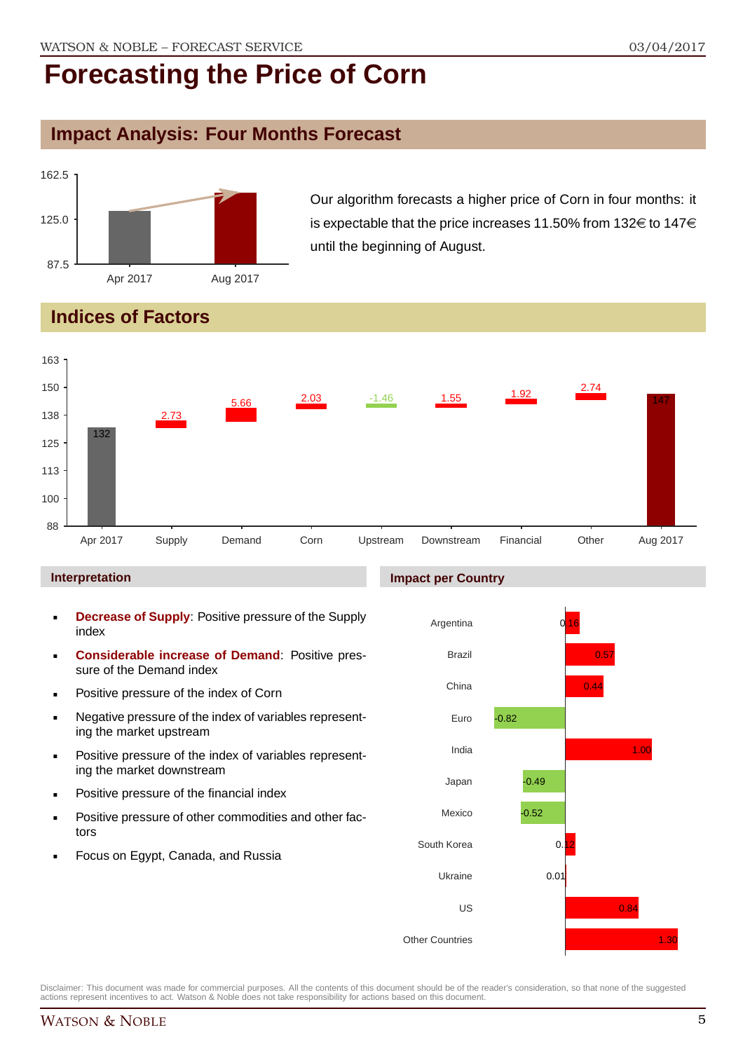# Forecasting the Price of Corn

## Impact Analysis: Four Months Forecast

Our algorithm forecasts a higher price of Corn in four months: it is expectable that the price increases 11.50% from 132€ to 147€ until the beginning of August.

## Indices of Factors

| | Apr 2017 | Supply | Demand | Corn | Upstream | Downstream | Financial | Other | Aug 2017 |
|---|---|---|---|---|---|---|---|---|---|
| Value | 132 | 2.73 | 5.66 | 2.03 | -1.46 | 1.55 | 1.92 | 2.74 | 147 |

### Interpretation

- **Decrease of Supply**: Positive pressure of the Supply index
- **Considerable increase of Demand**: Positive pressure of the Demand index
- Positive pressure of the index of Corn
- Negative pressure of the index of variables representing the market upstream
- Positive pressure of the index of variables representing the market downstream
- Positive pressure of the financial index
- Positive pressure of other commodities and other factors
- Focus on Egypt, Canada, and Russia

### Impact per Country

| Country | Impact |
|---|---|
| Argentina | 0.16 |
| Brazil | 0.57 |
| China | 0.44 |
| Euro | -0.82 |
| India | 1.00 |
| Japan | -0.49 |
| Mexico | -0.52 |
| South Korea | 0.12 |
| Ukraine | 0.01 |
| US | 0.84 |
| Other Countries | 1.30 |

Disclaimer: This document was made for commercial purposes. All the contents of this document should be of the reader's consideration, so that none of the suggested actions represent incentives to act. Watson & Noble does not take responsibility for actions based on this document.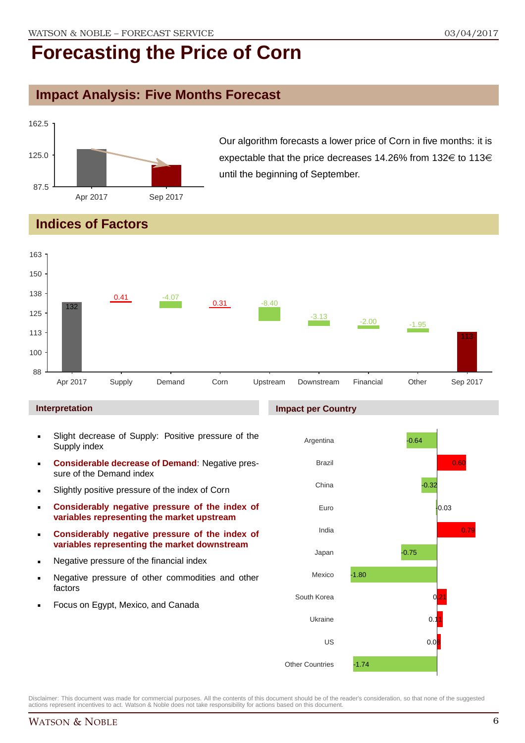# Forecasting the Price of Corn

## Impact Analysis: Five Months Forecast

Our algorithm forecasts a lower price of Corn in five months: it is expectable that the price decreases 14.26% from 132€ to 113€ until the beginning of September.

## Indices of Factors

| Factor | Value |
|---|---|
| Apr 2017 | 132 |
| Supply | 0.41 |
| Demand | -4.07 |
| Corn | 0.31 |
| Upstream | -8.40 |
| Downstream | -3.13 |
| Financial | -2.00 |
| Other | -1.95 |
| Sep 2017 | 113 |

### Interpretation

- Slight decrease of Supply: Positive pressure of the Supply index
- **Considerable decrease of Demand**: Negative pressure of the Demand index
- Slightly positive pressure of the index of Corn
- **Considerably negative pressure of the index of variables representing the market upstream**
- **Considerably negative pressure of the index of variables representing the market downstream**
- Negative pressure of the financial index
- Negative pressure of other commodities and other factors
- Focus on Egypt, Mexico, and Canada

### Impact per Country

| Country | Impact |
|---|---|
| Argentina | -0.64 |
| Brazil | 0.60 |
| China | -0.32 |
| Euro | -0.03 |
| India | 0.79 |
| Japan | -0.75 |
| Mexico | -1.80 |
| South Korea | 0.21 |
| Ukraine | 0.11 |
| US | 0.08 |
| Other Countries | -1.74 |

Disclaimer: This document was made for commercial purposes. All the contents of this document should be of the reader's consideration, so that none of the suggested actions represent incentives to act. Watson & Noble does not take responsibility for actions based on this document.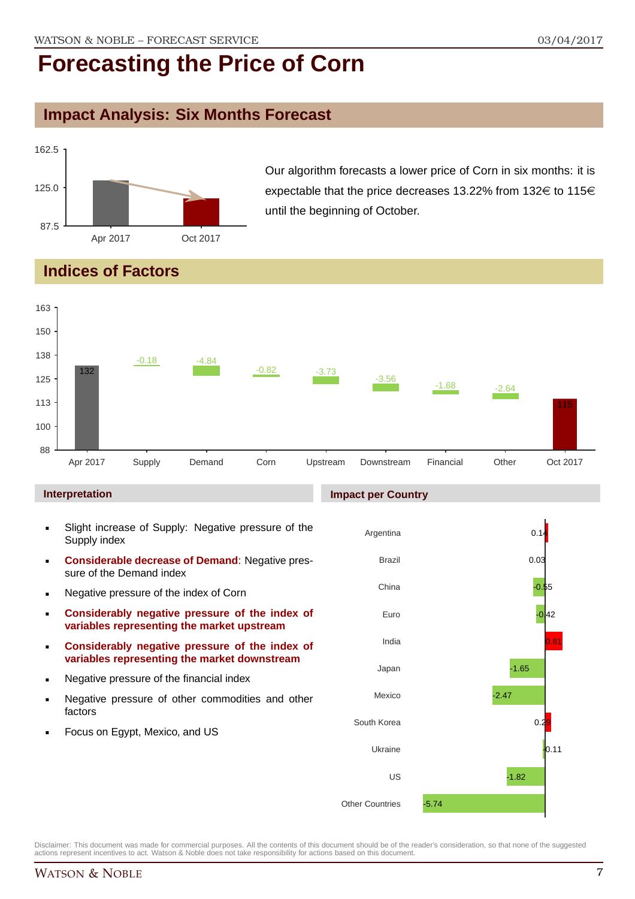# Forecasting the Price of Corn

## Impact Analysis: Six Months Forecast

Our algorithm forecasts a lower price of Corn in six months: it is expectable that the price decreases 13.22% from 132€ to 115€ until the beginning of October.

## Indices of Factors

| Factor | Value |
|---|---|
| Apr 2017 | 132 |
| Supply | -0.18 |
| Demand | -4.84 |
| Corn | -0.82 |
| Upstream | -3.73 |
| Downstream | -3.56 |
| Financial | -1.68 |
| Other | -2.64 |
| Oct 2017 | 115 |

### Interpretation

- Slight increase of Supply: Negative pressure of the Supply index
- **Considerable decrease of Demand**: Negative pressure of the Demand index
- Negative pressure of the index of Corn
- **Considerably negative pressure of the index of variables representing the market upstream**
- **Considerably negative pressure of the index of variables representing the market downstream**
- Negative pressure of the financial index
- Negative pressure of other commodities and other factors
- Focus on Egypt, Mexico, and US

### Impact per Country

| Country | Impact |
|---|---|
| Argentina | 0.14 |
| Brazil | 0.03 |
| China | -0.55 |
| Euro | -0.42 |
| India | 0.81 |
| Japan | -1.65 |
| Mexico | -2.47 |
| South Korea | 0.29 |
| Ukraine | -0.11 |
| US | -1.82 |
| Other Countries | -5.74 |

Disclaimer: This document was made for commercial purposes. All the contents of this document should be of the reader's consideration, so that none of the suggested actions represent incentives to act. Watson & Noble does not take responsibility for actions based on this document.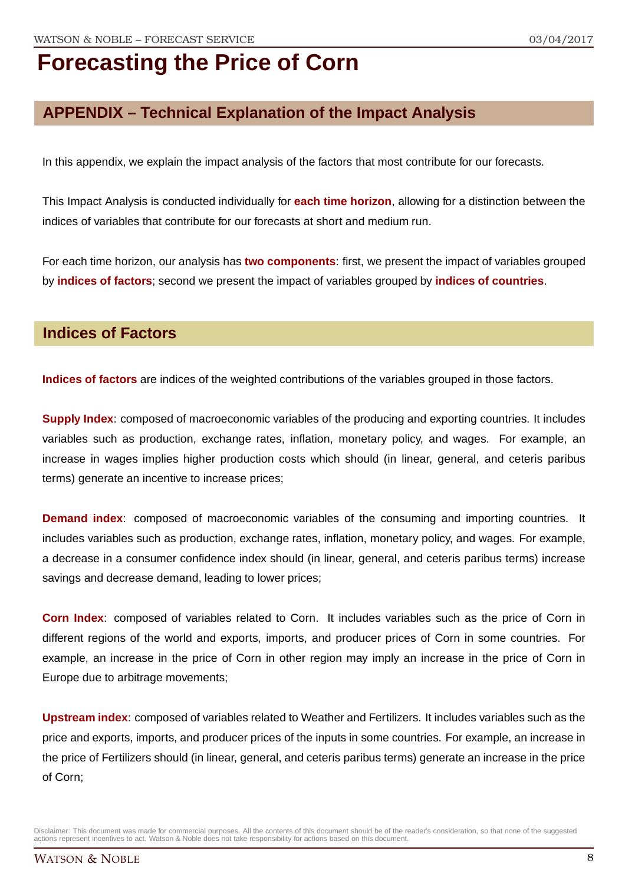# Forecasting the Price of Corn

## APPENDIX – Technical Explanation of the Impact Analysis

In this appendix, we explain the impact analysis of the factors that most contribute for our forecasts.

This Impact Analysis is conducted individually for **each time horizon**, allowing for a distinction between the indices of variables that contribute for our forecasts at short and medium run.

For each time horizon, our analysis has **two components**: first, we present the impact of variables grouped by **indices of factors**; second we present the impact of variables grouped by **indices of countries**.

## Indices of Factors

**Indices of factors** are indices of the weighted contributions of the variables grouped in those factors.

**Supply Index**: composed of macroeconomic variables of the producing and exporting countries. It includes variables such as production, exchange rates, inflation, monetary policy, and wages. For example, an increase in wages implies higher production costs which should (in linear, general, and ceteris paribus terms) generate an incentive to increase prices;

**Demand index**: composed of macroeconomic variables of the consuming and importing countries. It includes variables such as production, exchange rates, inflation, monetary policy, and wages. For example, a decrease in a consumer confidence index should (in linear, general, and ceteris paribus terms) increase savings and decrease demand, leading to lower prices;

**Corn Index**: composed of variables related to Corn. It includes variables such as the price of Corn in different regions of the world and exports, imports, and producer prices of Corn in some countries. For example, an increase in the price of Corn in other region may imply an increase in the price of Corn in Europe due to arbitrage movements;

**Upstream index**: composed of variables related to Weather and Fertilizers. It includes variables such as the price and exports, imports, and producer prices of the inputs in some countries. For example, an increase in the price of Fertilizers should (in linear, general, and ceteris paribus terms) generate an increase in the price of Corn;

Disclaimer: This document was made for commercial purposes. All the contents of this document should be of the reader's consideration, so that none of the suggested actions represent incentives to act. Watson & Noble does not take responsibility for actions based on this document.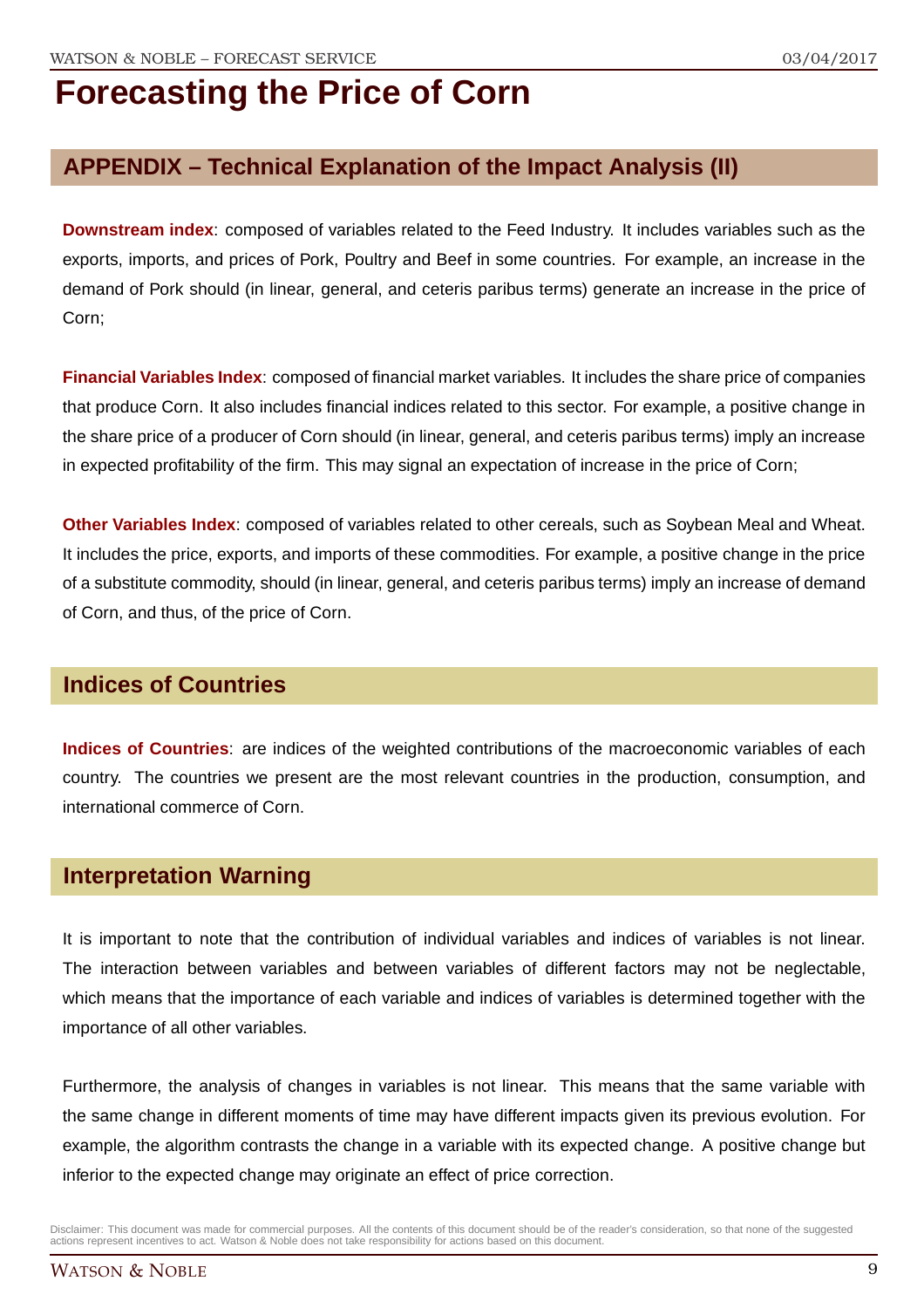# Forecasting the Price of Corn

## APPENDIX – Technical Explanation of the Impact Analysis (II)

**Downstream index**: composed of variables related to the Feed Industry. It includes variables such as the exports, imports, and prices of Pork, Poultry and Beef in some countries. For example, an increase in the demand of Pork should (in linear, general, and ceteris paribus terms) generate an increase in the price of Corn;

**Financial Variables Index**: composed of financial market variables. It includes the share price of companies that produce Corn. It also includes financial indices related to this sector. For example, a positive change in the share price of a producer of Corn should (in linear, general, and ceteris paribus terms) imply an increase in expected profitability of the firm. This may signal an expectation of increase in the price of Corn;

**Other Variables Index**: composed of variables related to other cereals, such as Soybean Meal and Wheat. It includes the price, exports, and imports of these commodities. For example, a positive change in the price of a substitute commodity, should (in linear, general, and ceteris paribus terms) imply an increase of demand of Corn, and thus, of the price of Corn.

## Indices of Countries

**Indices of Countries**: are indices of the weighted contributions of the macroeconomic variables of each country. The countries we present are the most relevant countries in the production, consumption, and international commerce of Corn.

## Interpretation Warning

It is important to note that the contribution of individual variables and indices of variables is not linear. The interaction between variables and between variables of different factors may not be neglectable, which means that the importance of each variable and indices of variables is determined together with the importance of all other variables.

Furthermore, the analysis of changes in variables is not linear. This means that the same variable with the same change in different moments of time may have different impacts given its previous evolution. For example, the algorithm contrasts the change in a variable with its expected change. A positive change but inferior to the expected change may originate an effect of price correction.

Disclaimer: This document was made for commercial purposes. All the contents of this document should be of the reader's consideration, so that none of the suggested actions represent incentives to act. Watson & Noble does not take responsibility for actions based on this document.